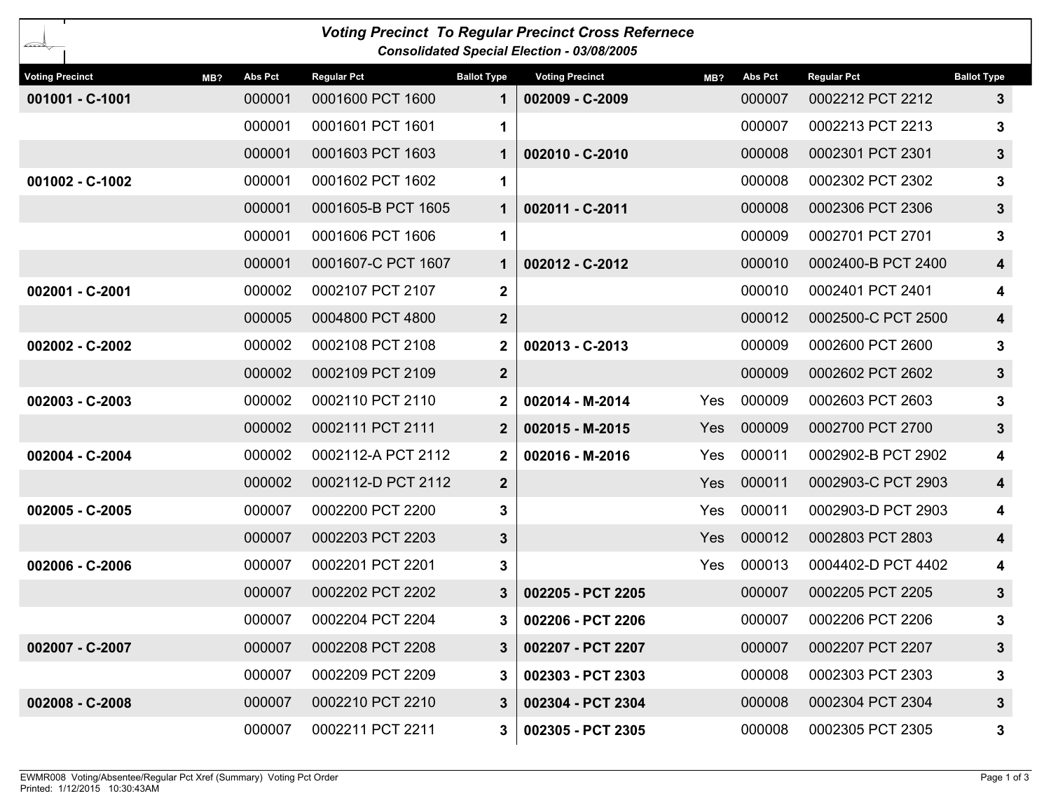# Voting Precinct To Regular Precinct Cross Refernece

### Consolidated Special Election - 03/08/2005

| Voting Precinct | MB? | Abs Pct | Regular Pct | Ballot Type |
|---|---|---|---|---|
| **001001 - C-1001** | | 000001 | 0001600 PCT 1600 | **1** |
| | | 000001 | 0001601 PCT 1601 | **1** |
| | | 000001 | 0001603 PCT 1603 | **1** |
| **001002 - C-1002** | | 000001 | 0001602 PCT 1602 | **1** |
| | | 000001 | 0001605-B PCT 1605 | **1** |
| | | 000001 | 0001606 PCT 1606 | **1** |
| | | 000001 | 0001607-C PCT 1607 | **1** |
| **002001 - C-2001** | | 000002 | 0002107 PCT 2107 | **2** |
| | | 000005 | 0004800 PCT 4800 | **2** |
| **002002 - C-2002** | | 000002 | 0002108 PCT 2108 | **2** |
| | | 000002 | 0002109 PCT 2109 | **2** |
| **002003 - C-2003** | | 000002 | 0002110 PCT 2110 | **2** |
| | | 000002 | 0002111 PCT 2111 | **2** |
| **002004 - C-2004** | | 000002 | 0002112-A PCT 2112 | **2** |
| | | 000002 | 0002112-D PCT 2112 | **2** |
| **002005 - C-2005** | | 000007 | 0002200 PCT 2200 | **3** |
| | | 000007 | 0002203 PCT 2203 | **3** |
| **002006 - C-2006** | | 000007 | 0002201 PCT 2201 | **3** |
| | | 000007 | 0002202 PCT 2202 | **3** |
| | | 000007 | 0002204 PCT 2204 | **3** |
| **002007 - C-2007** | | 000007 | 0002208 PCT 2208 | **3** |
| | | 000007 | 0002209 PCT 2209 | **3** |
| **002008 - C-2008** | | 000007 | 0002210 PCT 2210 | **3** |
| | | 000007 | 0002211 PCT 2211 | **3** |
| **002009 - C-2009** | | 000007 | 0002212 PCT 2212 | **3** |
| | | 000007 | 0002213 PCT 2213 | **3** |
| **002010 - C-2010** | | 000008 | 0002301 PCT 2301 | **3** |
| | | 000008 | 0002302 PCT 2302 | **3** |
| **002011 - C-2011** | | 000008 | 0002306 PCT 2306 | **3** |
| | | 000009 | 0002701 PCT 2701 | **3** |
| **002012 - C-2012** | | 000010 | 0002400-B PCT 2400 | **4** |
| | | 000010 | 0002401 PCT 2401 | **4** |
| | | 000012 | 0002500-C PCT 2500 | **4** |
| **002013 - C-2013** | | 000009 | 0002600 PCT 2600 | **3** |
| | | 000009 | 0002602 PCT 2602 | **3** |
| **002014 - M-2014** | Yes | 000009 | 0002603 PCT 2603 | **3** |
| **002015 - M-2015** | Yes | 000009 | 0002700 PCT 2700 | **3** |
| **002016 - M-2016** | Yes | 000011 | 0002902-B PCT 2902 | **4** |
| | Yes | 000011 | 0002903-C PCT 2903 | **4** |
| | Yes | 000011 | 0002903-D PCT 2903 | **4** |
| | Yes | 000012 | 0002803 PCT 2803 | **4** |
| | Yes | 000013 | 0004402-D PCT 4402 | **4** |
| **002205 - PCT 2205** | | 000007 | 0002205 PCT 2205 | **3** |
| **002206 - PCT 2206** | | 000007 | 0002206 PCT 2206 | **3** |
| **002207 - PCT 2207** | | 000007 | 0002207 PCT 2207 | **3** |
| **002303 - PCT 2303** | | 000008 | 0002303 PCT 2303 | **3** |
| **002304 - PCT 2304** | | 000008 | 0002304 PCT 2304 | **3** |
| **002305 - PCT 2305** | | 000008 | 0002305 PCT 2305 | **3** |

EWMR008 Voting/Absentee/Regular Pct Xref (Summary) Voting Pct Order
Printed: 1/12/2015 10:30:43AM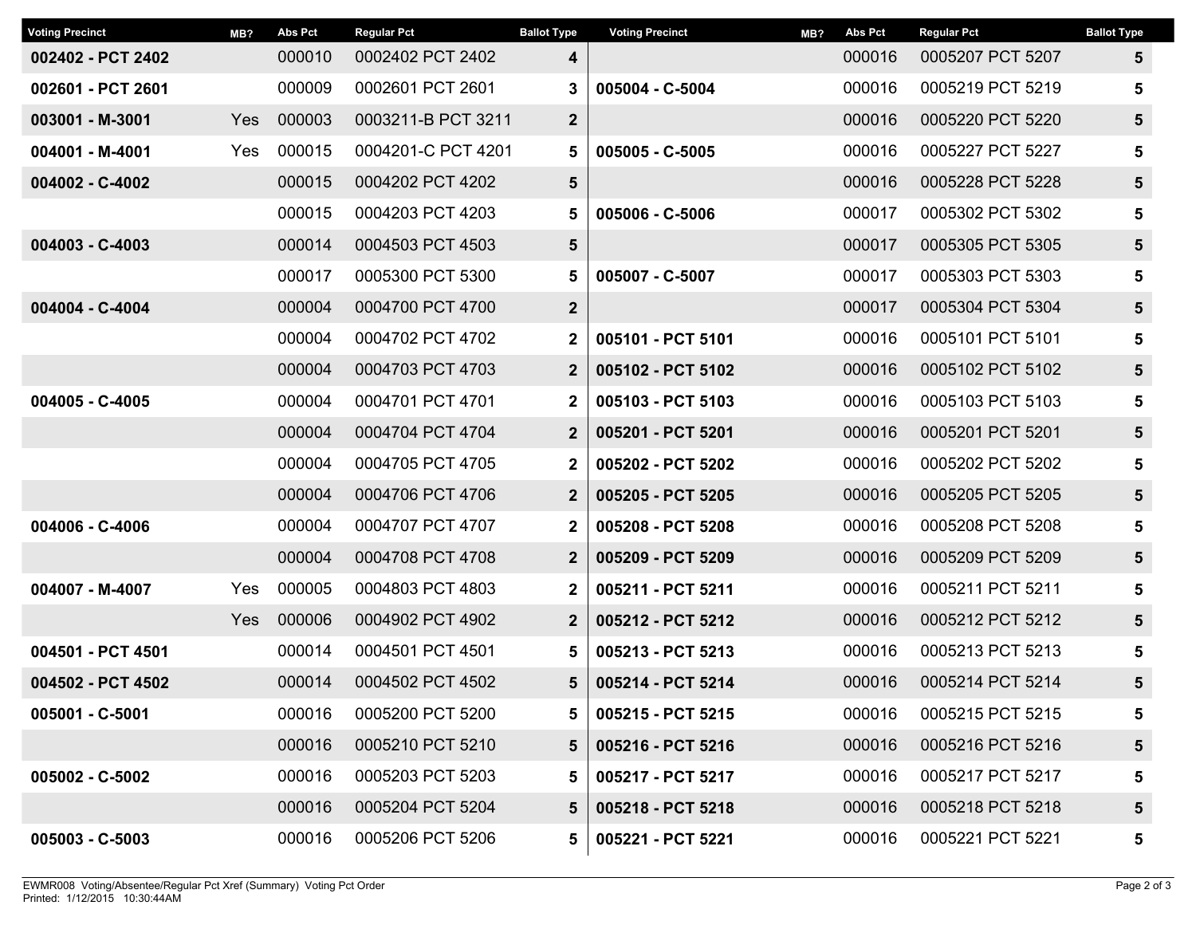| Voting Precinct | MB? | Abs Pct | Regular Pct | Ballot Type |
|---|---|---|---|---|
| **002402 - PCT 2402** | | 000010 | 0002402 PCT 2402 | **4** |
| **002601 - PCT 2601** | | 000009 | 0002601 PCT 2601 | **3** |
| **003001 - M-3001** | Yes | 000003 | 0003211-B PCT 3211 | **2** |
| **004001 - M-4001** | Yes | 000015 | 0004201-C PCT 4201 | **5** |
| **004002 - C-4002** | | 000015 | 0004202 PCT 4202 | **5** |
| | | 000015 | 0004203 PCT 4203 | **5** |
| **004003 - C-4003** | | 000014 | 0004503 PCT 4503 | **5** |
| | | 000017 | 0005300 PCT 5300 | **5** |
| **004004 - C-4004** | | 000004 | 0004700 PCT 4700 | **2** |
| | | 000004 | 0004702 PCT 4702 | **2** |
| | | 000004 | 0004703 PCT 4703 | **2** |
| **004005 - C-4005** | | 000004 | 0004701 PCT 4701 | **2** |
| | | 000004 | 0004704 PCT 4704 | **2** |
| | | 000004 | 0004705 PCT 4705 | **2** |
| | | 000004 | 0004706 PCT 4706 | **2** |
| **004006 - C-4006** | | 000004 | 0004707 PCT 4707 | **2** |
| | | 000004 | 0004708 PCT 4708 | **2** |
| **004007 - M-4007** | Yes | 000005 | 0004803 PCT 4803 | **2** |
| | Yes | 000006 | 0004902 PCT 4902 | **2** |
| **004501 - PCT 4501** | | 000014 | 0004501 PCT 4501 | **5** |
| **004502 - PCT 4502** | | 000014 | 0004502 PCT 4502 | **5** |
| **005001 - C-5001** | | 000016 | 0005200 PCT 5200 | **5** |
| | | 000016 | 0005210 PCT 5210 | **5** |
| **005002 - C-5002** | | 000016 | 0005203 PCT 5203 | **5** |
| | | 000016 | 0005204 PCT 5204 | **5** |
| **005003 - C-5003** | | 000016 | 0005206 PCT 5206 | **5** |
| | | 000016 | 0005207 PCT 5207 | **5** |
| **005004 - C-5004** | | 000016 | 0005219 PCT 5219 | **5** |
| | | 000016 | 0005220 PCT 5220 | **5** |
| **005005 - C-5005** | | 000016 | 0005227 PCT 5227 | **5** |
| | | 000016 | 0005228 PCT 5228 | **5** |
| **005006 - C-5006** | | 000017 | 0005302 PCT 5302 | **5** |
| | | 000017 | 0005305 PCT 5305 | **5** |
| **005007 - C-5007** | | 000017 | 0005303 PCT 5303 | **5** |
| | | 000017 | 0005304 PCT 5304 | **5** |
| **005101 - PCT 5101** | | 000016 | 0005101 PCT 5101 | **5** |
| **005102 - PCT 5102** | | 000016 | 0005102 PCT 5102 | **5** |
| **005103 - PCT 5103** | | 000016 | 0005103 PCT 5103 | **5** |
| **005201 - PCT 5201** | | 000016 | 0005201 PCT 5201 | **5** |
| **005202 - PCT 5202** | | 000016 | 0005202 PCT 5202 | **5** |
| **005205 - PCT 5205** | | 000016 | 0005205 PCT 5205 | **5** |
| **005208 - PCT 5208** | | 000016 | 0005208 PCT 5208 | **5** |
| **005209 - PCT 5209** | | 000016 | 0005209 PCT 5209 | **5** |
| **005211 - PCT 5211** | | 000016 | 0005211 PCT 5211 | **5** |
| **005212 - PCT 5212** | | 000016 | 0005212 PCT 5212 | **5** |
| **005213 - PCT 5213** | | 000016 | 0005213 PCT 5213 | **5** |
| **005214 - PCT 5214** | | 000016 | 0005214 PCT 5214 | **5** |
| **005215 - PCT 5215** | | 000016 | 0005215 PCT 5215 | **5** |
| **005216 - PCT 5216** | | 000016 | 0005216 PCT 5216 | **5** |
| **005217 - PCT 5217** | | 000016 | 0005217 PCT 5217 | **5** |
| **005218 - PCT 5218** | | 000016 | 0005218 PCT 5218 | **5** |
| **005221 - PCT 5221** | | 000016 | 0005221 PCT 5221 | **5** |

EWMR008 Voting/Absentee/Regular Pct Xref (Summary) Voting Pct Order
Printed: 1/12/2015 10:30:44AM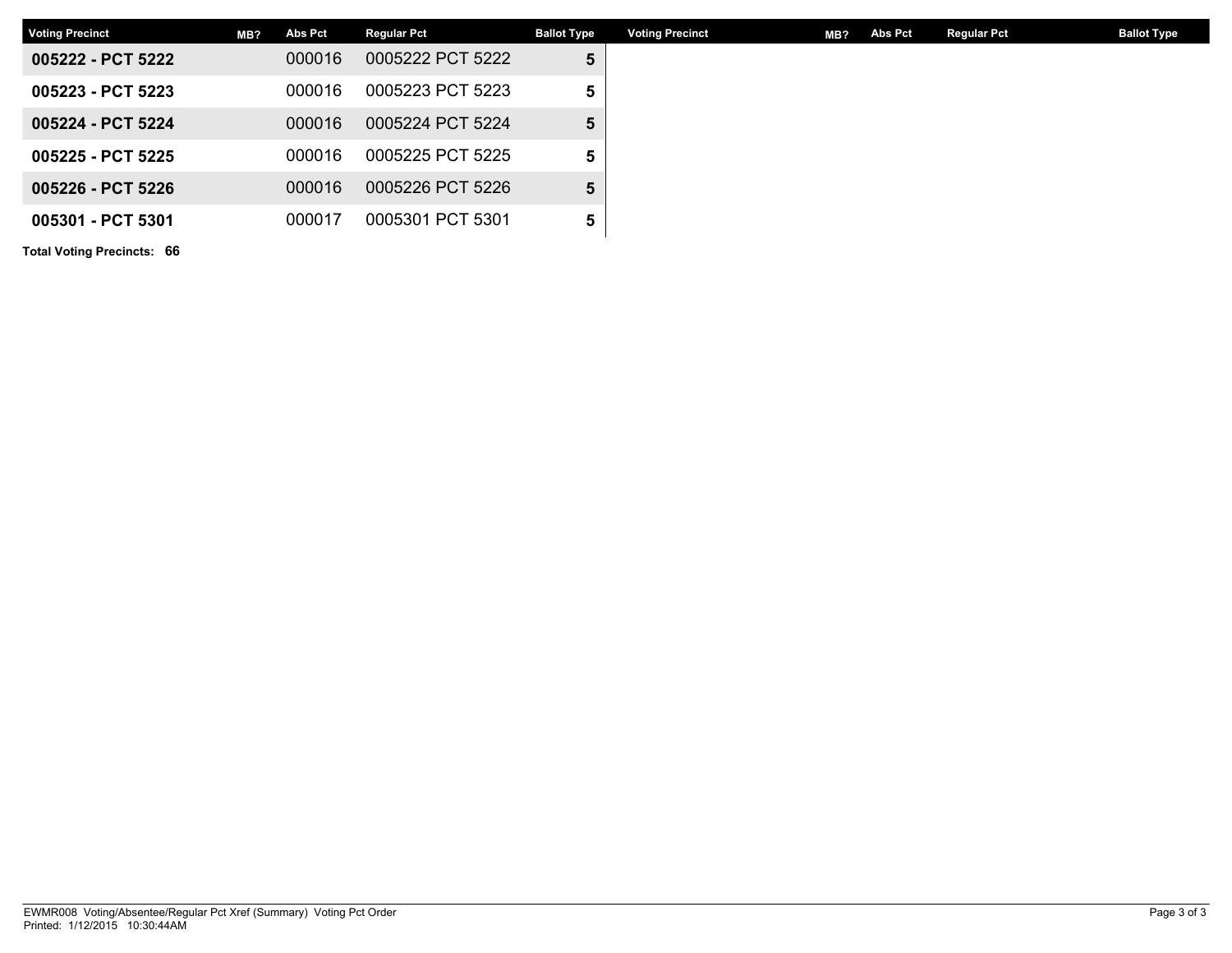| Voting Precinct | MB? | Abs Pct | Regular Pct | Ballot Type | Voting Precinct | MB? | Abs Pct | Regular Pct | Ballot Type |
|---|---|---|---|---|---|---|---|---|---|
| **005222 - PCT 5222** | | 000016 | 0005222 PCT 5222 | **5** | | | | | |
| **005223 - PCT 5223** | | 000016 | 0005223 PCT 5223 | **5** | | | | | |
| **005224 - PCT 5224** | | 000016 | 0005224 PCT 5224 | **5** | | | | | |
| **005225 - PCT 5225** | | 000016 | 0005225 PCT 5225 | **5** | | | | | |
| **005226 - PCT 5226** | | 000016 | 0005226 PCT 5226 | **5** | | | | | |
| **005301 - PCT 5301** | | 000017 | 0005301 PCT 5301 | **5** | | | | | |

**Total Voting Precincts: 66**

EWMR008 Voting/Absentee/Regular Pct Xref (Summary) Voting Pct Order
Printed: 1/12/2015 10:30:44AM